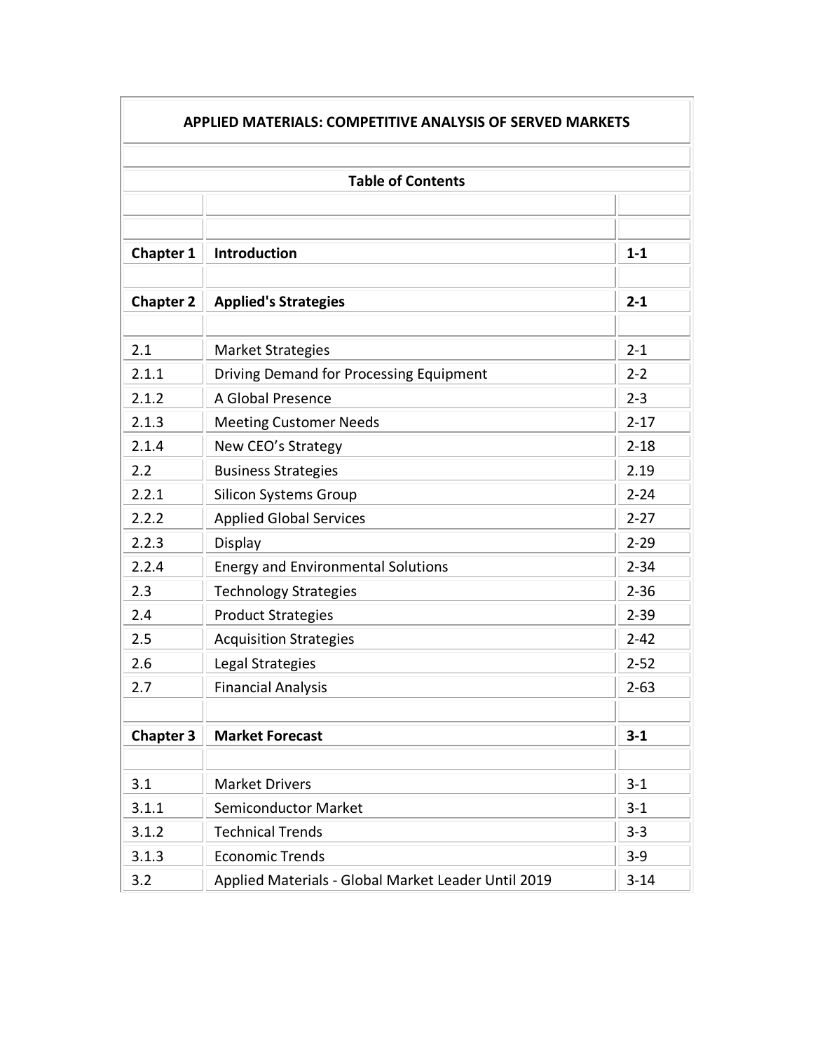# APPLIED MATERIALS: COMPETITIVE ANALYSIS OF SERVED MARKETS

## Table of Contents

| | | |
|---|---|---|
| **Chapter 1** | **Introduction** | **1-1** |
| | | |
| **Chapter 2** | **Applied's Strategies** | **2-1** |
| | | |
| 2.1 | Market Strategies | 2-1 |
| 2.1.1 | Driving Demand for Processing Equipment | 2-2 |
| 2.1.2 | A Global Presence | 2-3 |
| 2.1.3 | Meeting Customer Needs | 2-17 |
| 2.1.4 | New CEO's Strategy | 2-18 |
| 2.2 | Business Strategies | 2.19 |
| 2.2.1 | Silicon Systems Group | 2-24 |
| 2.2.2 | Applied Global Services | 2-27 |
| 2.2.3 | Display | 2-29 |
| 2.2.4 | Energy and Environmental Solutions | 2-34 |
| 2.3 | Technology Strategies | 2-36 |
| 2.4 | Product Strategies | 2-39 |
| 2.5 | Acquisition Strategies | 2-42 |
| 2.6 | Legal Strategies | 2-52 |
| 2.7 | Financial Analysis | 2-63 |
| | | |
| **Chapter 3** | **Market Forecast** | **3-1** |
| | | |
| 3.1 | Market Drivers | 3-1 |
| 3.1.1 | Semiconductor Market | 3-1 |
| 3.1.2 | Technical Trends | 3-3 |
| 3.1.3 | Economic Trends | 3-9 |
| 3.2 | Applied Materials - Global Market Leader Until 2019 | 3-14 |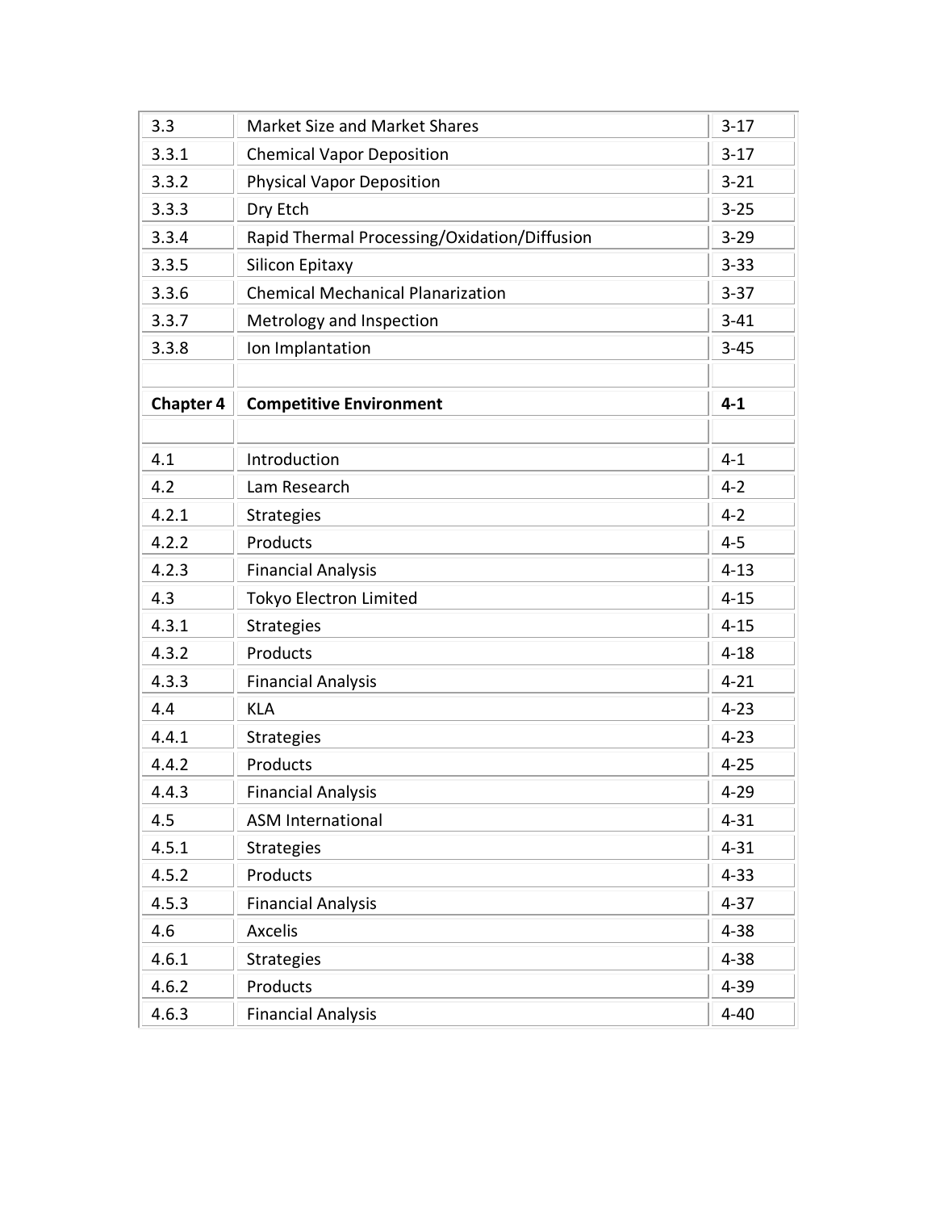| | | |
|---|---|---|
| 3.3 | Market Size and Market Shares | 3-17 |
| 3.3.1 | Chemical Vapor Deposition | 3-17 |
| 3.3.2 | Physical Vapor Deposition | 3-21 |
| 3.3.3 | Dry Etch | 3-25 |
| 3.3.4 | Rapid Thermal Processing/Oxidation/Diffusion | 3-29 |
| 3.3.5 | Silicon Epitaxy | 3-33 |
| 3.3.6 | Chemical Mechanical Planarization | 3-37 |
| 3.3.7 | Metrology and Inspection | 3-41 |
| 3.3.8 | Ion Implantation | 3-45 |
| | | |
| **Chapter 4** | **Competitive Environment** | **4-1** |
| | | |
| 4.1 | Introduction | 4-1 |
| 4.2 | Lam Research | 4-2 |
| 4.2.1 | Strategies | 4-2 |
| 4.2.2 | Products | 4-5 |
| 4.2.3 | Financial Analysis | 4-13 |
| 4.3 | Tokyo Electron Limited | 4-15 |
| 4.3.1 | Strategies | 4-15 |
| 4.3.2 | Products | 4-18 |
| 4.3.3 | Financial Analysis | 4-21 |
| 4.4 | KLA | 4-23 |
| 4.4.1 | Strategies | 4-23 |
| 4.4.2 | Products | 4-25 |
| 4.4.3 | Financial Analysis | 4-29 |
| 4.5 | ASM International | 4-31 |
| 4.5.1 | Strategies | 4-31 |
| 4.5.2 | Products | 4-33 |
| 4.5.3 | Financial Analysis | 4-37 |
| 4.6 | Axcelis | 4-38 |
| 4.6.1 | Strategies | 4-38 |
| 4.6.2 | Products | 4-39 |
| 4.6.3 | Financial Analysis | 4-40 |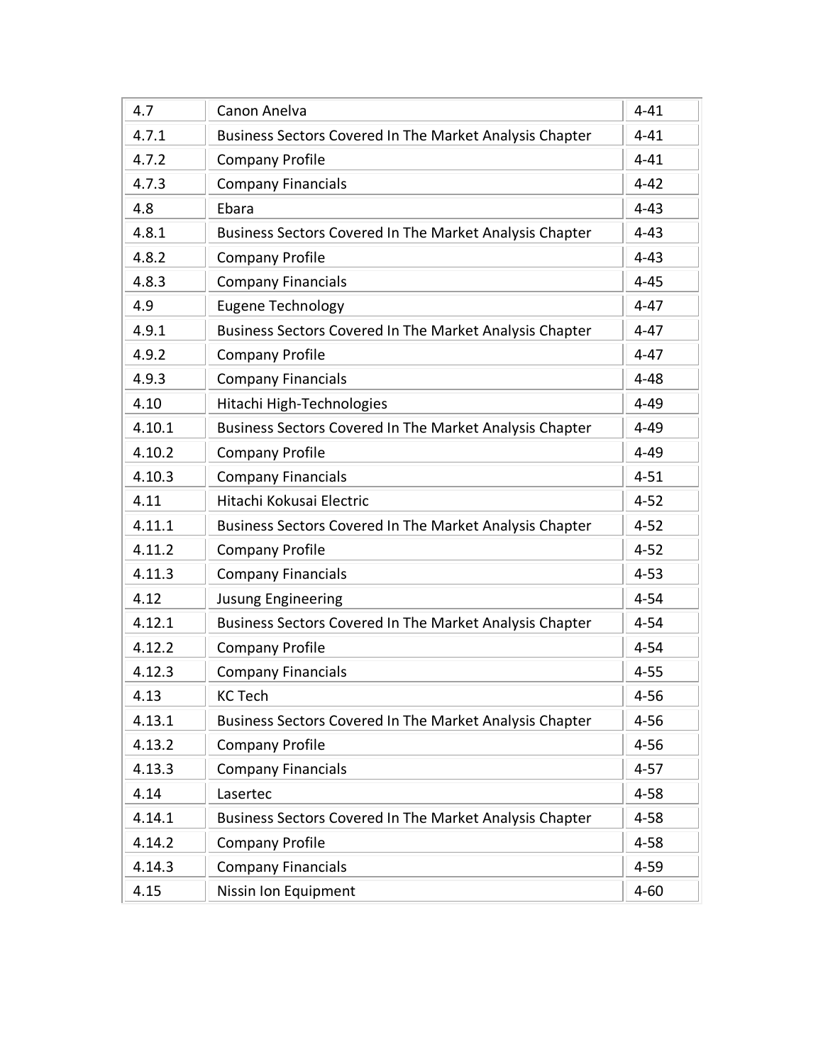| 4.7 | Canon Anelva | 4-41 |
|---|---|---|
| 4.7.1 | Business Sectors Covered In The Market Analysis Chapter | 4-41 |
| 4.7.2 | Company Profile | 4-41 |
| 4.7.3 | Company Financials | 4-42 |
| 4.8 | Ebara | 4-43 |
| 4.8.1 | Business Sectors Covered In The Market Analysis Chapter | 4-43 |
| 4.8.2 | Company Profile | 4-43 |
| 4.8.3 | Company Financials | 4-45 |
| 4.9 | Eugene Technology | 4-47 |
| 4.9.1 | Business Sectors Covered In The Market Analysis Chapter | 4-47 |
| 4.9.2 | Company Profile | 4-47 |
| 4.9.3 | Company Financials | 4-48 |
| 4.10 | Hitachi High-Technologies | 4-49 |
| 4.10.1 | Business Sectors Covered In The Market Analysis Chapter | 4-49 |
| 4.10.2 | Company Profile | 4-49 |
| 4.10.3 | Company Financials | 4-51 |
| 4.11 | Hitachi Kokusai Electric | 4-52 |
| 4.11.1 | Business Sectors Covered In The Market Analysis Chapter | 4-52 |
| 4.11.2 | Company Profile | 4-52 |
| 4.11.3 | Company Financials | 4-53 |
| 4.12 | Jusung Engineering | 4-54 |
| 4.12.1 | Business Sectors Covered In The Market Analysis Chapter | 4-54 |
| 4.12.2 | Company Profile | 4-54 |
| 4.12.3 | Company Financials | 4-55 |
| 4.13 | KC Tech | 4-56 |
| 4.13.1 | Business Sectors Covered In The Market Analysis Chapter | 4-56 |
| 4.13.2 | Company Profile | 4-56 |
| 4.13.3 | Company Financials | 4-57 |
| 4.14 | Lasertec | 4-58 |
| 4.14.1 | Business Sectors Covered In The Market Analysis Chapter | 4-58 |
| 4.14.2 | Company Profile | 4-58 |
| 4.14.3 | Company Financials | 4-59 |
| 4.15 | Nissin Ion Equipment | 4-60 |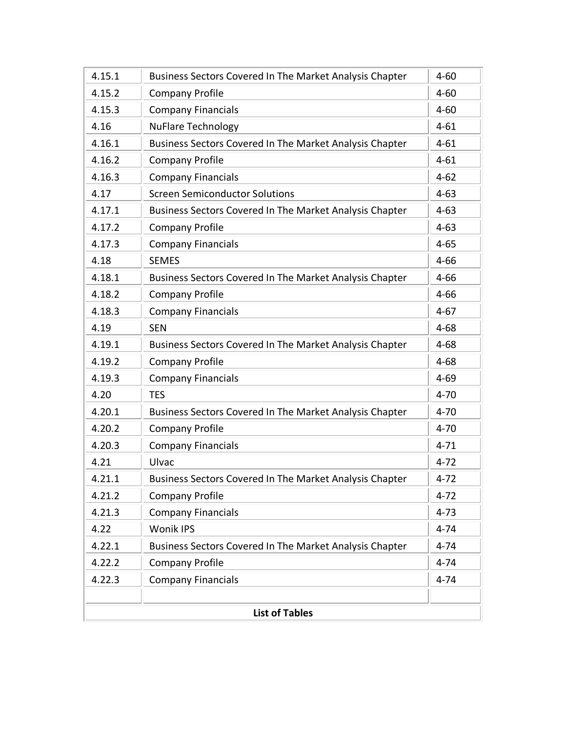| | | |
|---|---|---|
| 4.15.1 | Business Sectors Covered In The Market Analysis Chapter | 4-60 |
| 4.15.2 | Company Profile | 4-60 |
| 4.15.3 | Company Financials | 4-60 |
| 4.16 | NuFlare Technology | 4-61 |
| 4.16.1 | Business Sectors Covered In The Market Analysis Chapter | 4-61 |
| 4.16.2 | Company Profile | 4-61 |
| 4.16.3 | Company Financials | 4-62 |
| 4.17 | Screen Semiconductor Solutions | 4-63 |
| 4.17.1 | Business Sectors Covered In The Market Analysis Chapter | 4-63 |
| 4.17.2 | Company Profile | 4-63 |
| 4.17.3 | Company Financials | 4-65 |
| 4.18 | SEMES | 4-66 |
| 4.18.1 | Business Sectors Covered In The Market Analysis Chapter | 4-66 |
| 4.18.2 | Company Profile | 4-66 |
| 4.18.3 | Company Financials | 4-67 |
| 4.19 | SEN | 4-68 |
| 4.19.1 | Business Sectors Covered In The Market Analysis Chapter | 4-68 |
| 4.19.2 | Company Profile | 4-68 |
| 4.19.3 | Company Financials | 4-69 |
| 4.20 | TES | 4-70 |
| 4.20.1 | Business Sectors Covered In The Market Analysis Chapter | 4-70 |
| 4.20.2 | Company Profile | 4-70 |
| 4.20.3 | Company Financials | 4-71 |
| 4.21 | Ulvac | 4-72 |
| 4.21.1 | Business Sectors Covered In The Market Analysis Chapter | 4-72 |
| 4.21.2 | Company Profile | 4-72 |
| 4.21.3 | Company Financials | 4-73 |
| 4.22 | Wonik IPS | 4-74 |
| 4.22.1 | Business Sectors Covered In The Market Analysis Chapter | 4-74 |
| 4.22.2 | Company Profile | 4-74 |
| 4.22.3 | Company Financials | 4-74 |
| | | |
| **List of Tables** | | |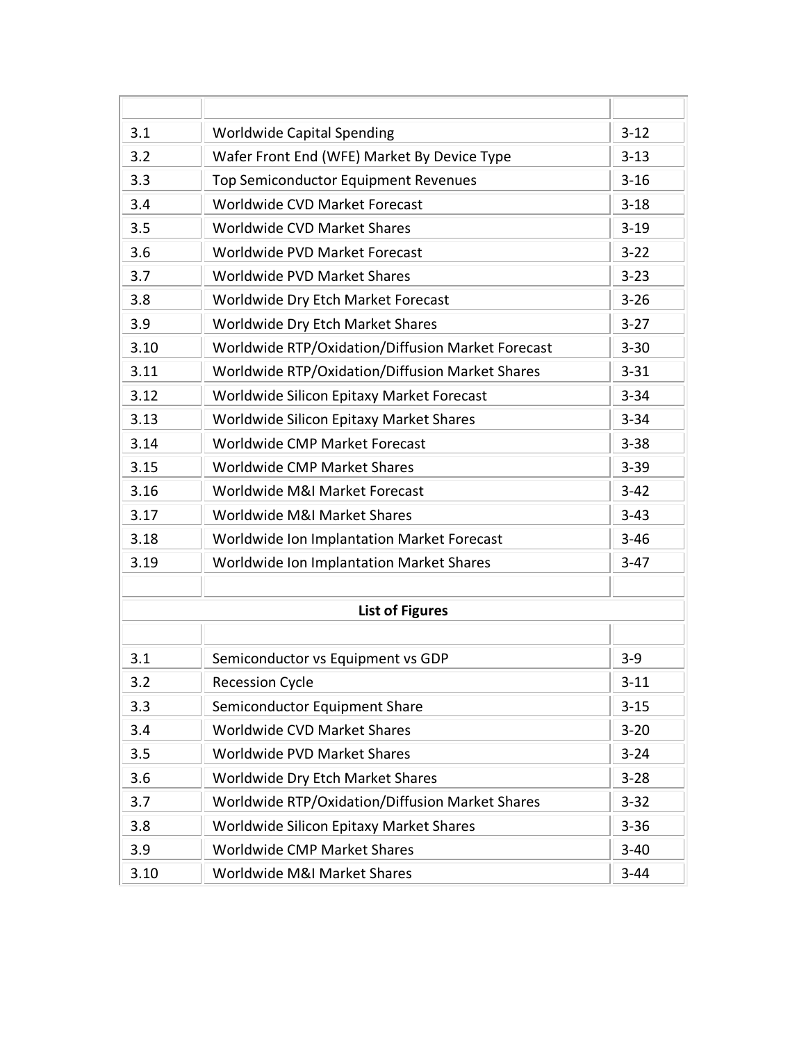| | | |
|---|---|---|
| 3.1 | Worldwide Capital Spending | 3-12 |
| 3.2 | Wafer Front End (WFE) Market By Device Type | 3-13 |
| 3.3 | Top Semiconductor Equipment Revenues | 3-16 |
| 3.4 | Worldwide CVD Market Forecast | 3-18 |
| 3.5 | Worldwide CVD Market Shares | 3-19 |
| 3.6 | Worldwide PVD Market Forecast | 3-22 |
| 3.7 | Worldwide PVD Market Shares | 3-23 |
| 3.8 | Worldwide Dry Etch Market Forecast | 3-26 |
| 3.9 | Worldwide Dry Etch Market Shares | 3-27 |
| 3.10 | Worldwide RTP/Oxidation/Diffusion Market Forecast | 3-30 |
| 3.11 | Worldwide RTP/Oxidation/Diffusion Market Shares | 3-31 |
| 3.12 | Worldwide Silicon Epitaxy Market Forecast | 3-34 |
| 3.13 | Worldwide Silicon Epitaxy Market Shares | 3-34 |
| 3.14 | Worldwide CMP Market Forecast | 3-38 |
| 3.15 | Worldwide CMP Market Shares | 3-39 |
| 3.16 | Worldwide M&I Market Forecast | 3-42 |
| 3.17 | Worldwide M&I Market Shares | 3-43 |
| 3.18 | Worldwide Ion Implantation Market Forecast | 3-46 |
| 3.19 | Worldwide Ion Implantation Market Shares | 3-47 |

**List of Figures**

| | | |
|---|---|---|
| 3.1 | Semiconductor vs Equipment vs GDP | 3-9 |
| 3.2 | Recession Cycle | 3-11 |
| 3.3 | Semiconductor Equipment Share | 3-15 |
| 3.4 | Worldwide CVD Market Shares | 3-20 |
| 3.5 | Worldwide PVD Market Shares | 3-24 |
| 3.6 | Worldwide Dry Etch Market Shares | 3-28 |
| 3.7 | Worldwide RTP/Oxidation/Diffusion Market Shares | 3-32 |
| 3.8 | Worldwide Silicon Epitaxy Market Shares | 3-36 |
| 3.9 | Worldwide CMP Market Shares | 3-40 |
| 3.10 | Worldwide M&I Market Shares | 3-44 |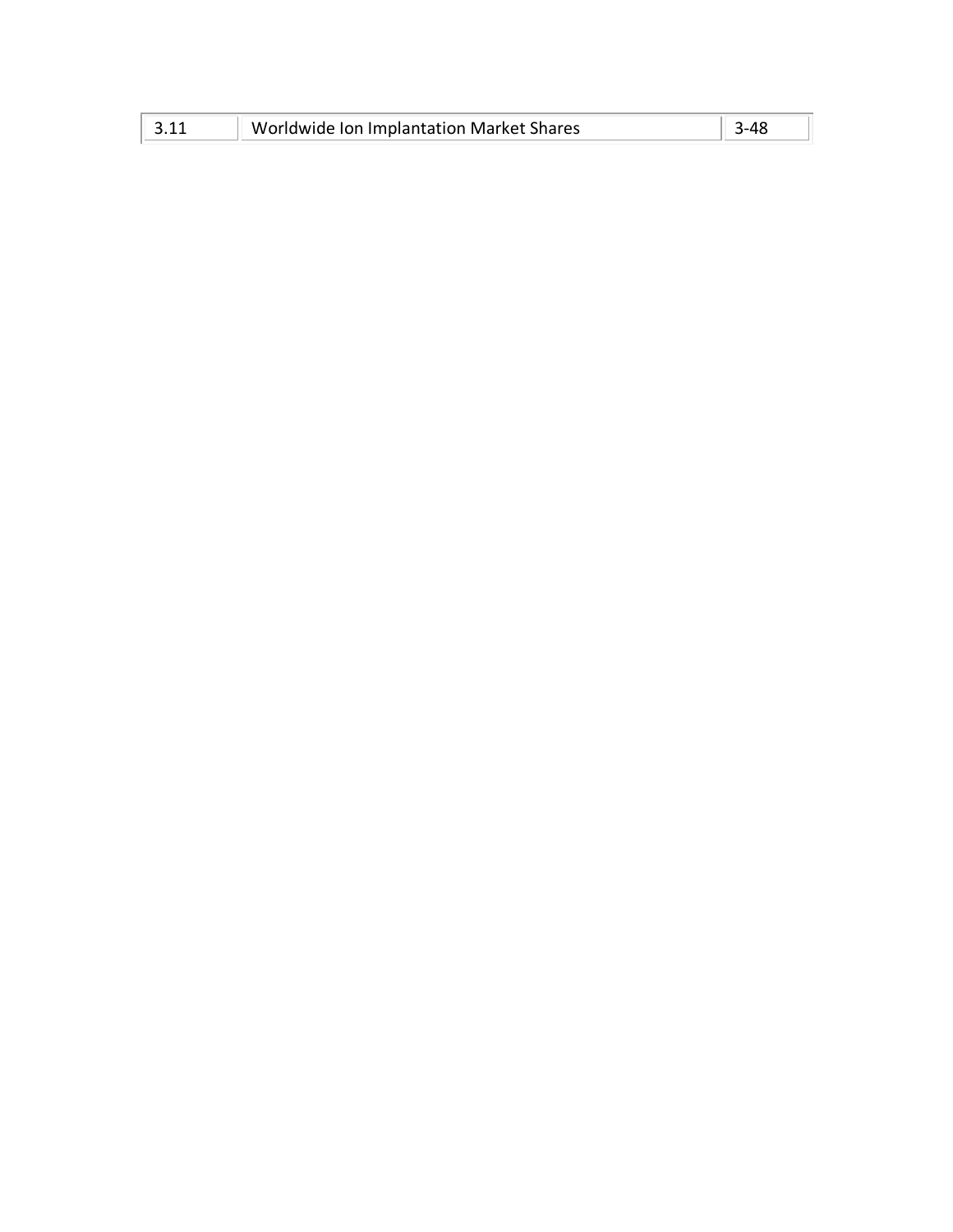| | | |
|---|---|---|
| 3.11 | Worldwide Ion Implantation Market Shares | 3-48 |